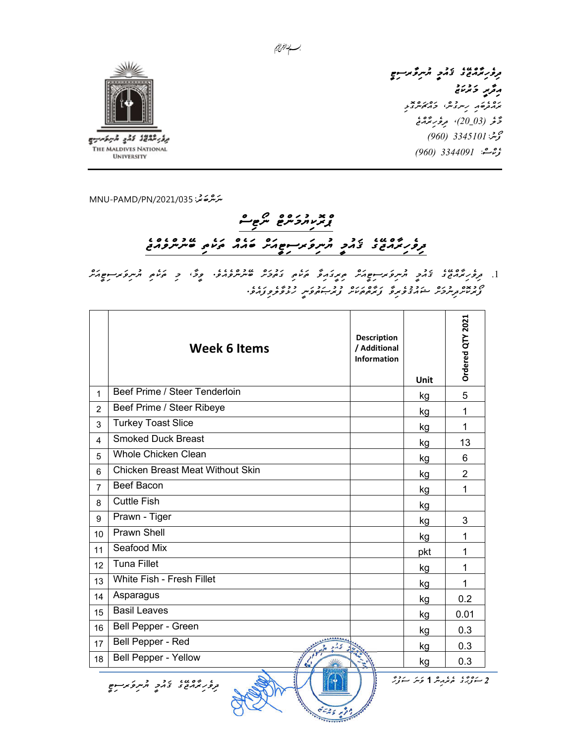بسم الله الرحمن الرحيم

ދިވެހިރާއްޖޭގެ ފައުމީ ޔުނިވަރސިޓީ
އިދާރީ މަރުކަޒު
ރަށްދޮށުގެ ހިނގުން، މައްޗަންގޮޅި
މާލެ (20_03)، ދިވެހިރާއްޖެ
ފޯނު: 3345101 (960)
ފެކްސް: 3344091 (960)

THE MALDIVES NATIONAL UNIVERSITY

ނަންބަރު: MNU-PAMD/PN/2021/035

# ޕްރައިމަރީ ނޯޓިސް

## ދިވެހިރާއްޖޭގެ ފައުމީ ޔުނިވަރސިޓީއަށް ބޭނުންވާ ތަކެތި

1. ދިވެހިރާއްޖޭގެ ފައުމީ ޔުނިވަރސިޓީއަށް ތިރީގައިވާ ތަކެތި ބޭނުންވެއްޖެ. މިގޮތުން، މި ތަކެތި ޔުނިވަރސިޓީއަށް ފޯރުކޮށްދޭނެ ފަރާތްތަކުން ޝަރުތުތަކާ އެއްގޮތަށް އަގު ހުށަހަޅުއްވުން އެދެމެވެ.

| | Week 6 Items | Description / Additional Information | Unit | Ordered QTY 2021 |
|---|---|---|---|---|
| 1 | Beef Prime / Steer Tenderloin | | kg | 5 |
| 2 | Beef Prime / Steer Ribeye | | kg | 1 |
| 3 | Turkey Toast Slice | | kg | 1 |
| 4 | Smoked Duck Breast | | kg | 13 |
| 5 | Whole Chicken Clean | | kg | 6 |
| 6 | Chicken Breast Meat Without Skin | | kg | 2 |
| 7 | Beef Bacon | | kg | 1 |
| 8 | Cuttle Fish | | kg | |
| 9 | Prawn - Tiger | | kg | 3 |
| 10 | Prawn Shell | | kg | 1 |
| 11 | Seafood Mix | | pkt | 1 |
| 12 | Tuna Fillet | | kg | 1 |
| 13 | White Fish - Fresh Fillet | | kg | 1 |
| 14 | Asparagus | | kg | 0.2 |
| 15 | Basil Leaves | | kg | 0.01 |
| 16 | Bell Pepper - Green | | kg | 0.3 |
| 17 | Bell Pepper - Red | | kg | 0.3 |
| 18 | Bell Pepper - Yellow | | kg | 0.3 |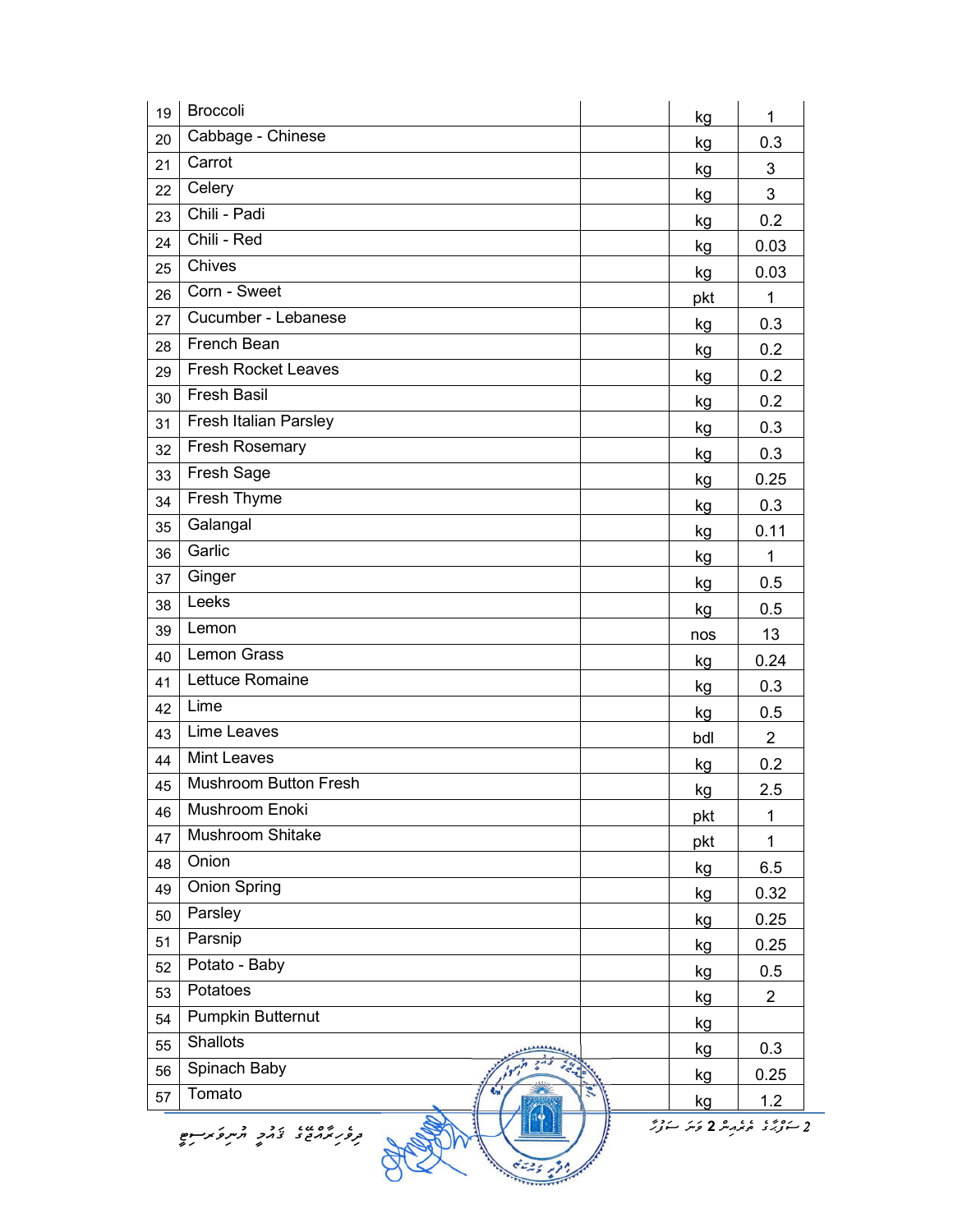| | | | | |
|---|---|---|---|---|
| 19 | Broccoli | | kg | 1 |
| 20 | Cabbage - Chinese | | kg | 0.3 |
| 21 | Carrot | | kg | 3 |
| 22 | Celery | | kg | 3 |
| 23 | Chili - Padi | | kg | 0.2 |
| 24 | Chili - Red | | kg | 0.03 |
| 25 | Chives | | kg | 0.03 |
| 26 | Corn - Sweet | | pkt | 1 |
| 27 | Cucumber - Lebanese | | kg | 0.3 |
| 28 | French Bean | | kg | 0.2 |
| 29 | Fresh Rocket Leaves | | kg | 0.2 |
| 30 | Fresh Basil | | kg | 0.2 |
| 31 | Fresh Italian Parsley | | kg | 0.3 |
| 32 | Fresh Rosemary | | kg | 0.3 |
| 33 | Fresh Sage | | kg | 0.25 |
| 34 | Fresh Thyme | | kg | 0.3 |
| 35 | Galangal | | kg | 0.11 |
| 36 | Garlic | | kg | 1 |
| 37 | Ginger | | kg | 0.5 |
| 38 | Leeks | | kg | 0.5 |
| 39 | Lemon | | nos | 13 |
| 40 | Lemon Grass | | kg | 0.24 |
| 41 | Lettuce Romaine | | kg | 0.3 |
| 42 | Lime | | kg | 0.5 |
| 43 | Lime Leaves | | bdl | 2 |
| 44 | Mint Leaves | | kg | 0.2 |
| 45 | Mushroom Button Fresh | | kg | 2.5 |
| 46 | Mushroom Enoki | | pkt | 1 |
| 47 | Mushroom Shitake | | pkt | 1 |
| 48 | Onion | | kg | 6.5 |
| 49 | Onion Spring | | kg | 0.32 |
| 50 | Parsley | | kg | 0.25 |
| 51 | Parsnip | | kg | 0.25 |
| 52 | Potato - Baby | | kg | 0.5 |
| 53 | Potatoes | | kg | 2 |
| 54 | Pumpkin Butternut | | kg | |
| 55 | Shallots | | kg | 0.3 |
| 56 | Spinach Baby | | kg | 0.25 |
| 57 | Tomato | | kg | 1.2 |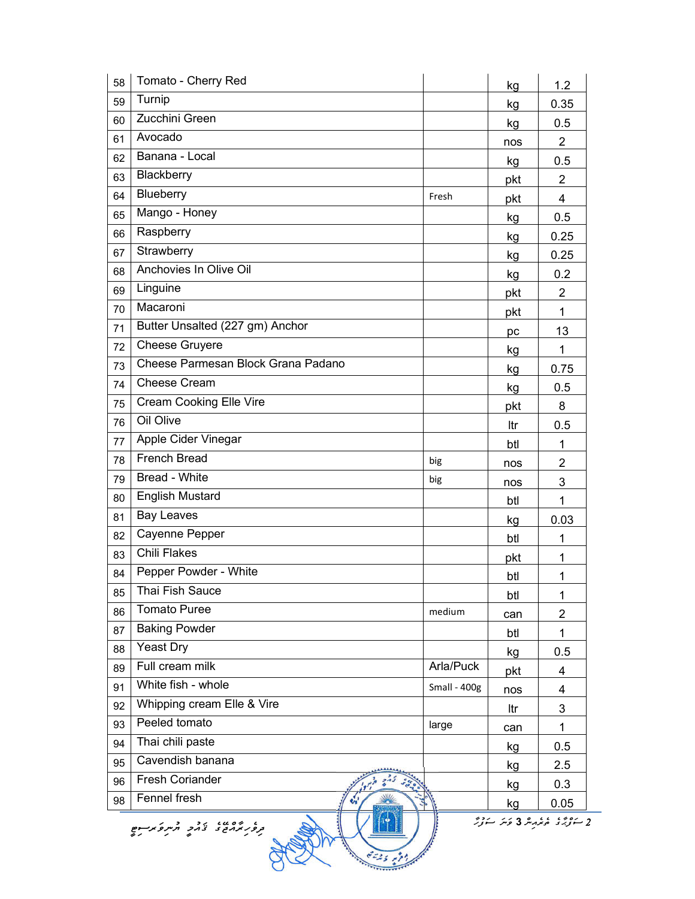| | | | | |
|---|---|---|---|---|
| 58 | Tomato - Cherry Red | | kg | 1.2 |
| 59 | Turnip | | kg | 0.35 |
| 60 | Zucchini Green | | kg | 0.5 |
| 61 | Avocado | | nos | 2 |
| 62 | Banana - Local | | kg | 0.5 |
| 63 | Blackberry | | pkt | 2 |
| 64 | Blueberry | Fresh | pkt | 4 |
| 65 | Mango - Honey | | kg | 0.5 |
| 66 | Raspberry | | kg | 0.25 |
| 67 | Strawberry | | kg | 0.25 |
| 68 | Anchovies In Olive Oil | | kg | 0.2 |
| 69 | Linguine | | pkt | 2 |
| 70 | Macaroni | | pkt | 1 |
| 71 | Butter Unsalted (227 gm) Anchor | | pc | 13 |
| 72 | Cheese Gruyere | | kg | 1 |
| 73 | Cheese Parmesan Block Grana Padano | | kg | 0.75 |
| 74 | Cheese Cream | | kg | 0.5 |
| 75 | Cream Cooking Elle Vire | | pkt | 8 |
| 76 | Oil Olive | | ltr | 0.5 |
| 77 | Apple Cider Vinegar | | btl | 1 |
| 78 | French Bread | big | nos | 2 |
| 79 | Bread - White | big | nos | 3 |
| 80 | English Mustard | | btl | 1 |
| 81 | Bay Leaves | | kg | 0.03 |
| 82 | Cayenne Pepper | | btl | 1 |
| 83 | Chili Flakes | | pkt | 1 |
| 84 | Pepper Powder - White | | btl | 1 |
| 85 | Thai Fish Sauce | | btl | 1 |
| 86 | Tomato Puree | medium | can | 2 |
| 87 | Baking Powder | | btl | 1 |
| 88 | Yeast Dry | | kg | 0.5 |
| 89 | Full cream milk | Arla/Puck | pkt | 4 |
| 91 | White fish - whole | Small - 400g | nos | 4 |
| 92 | Whipping cream Elle & Vire | | ltr | 3 |
| 93 | Peeled tomato | large | can | 1 |
| 94 | Thai chili paste | | kg | 0.5 |
| 95 | Cavendish banana | | kg | 2.5 |
| 96 | Fresh Coriander | | kg | 0.3 |
| 98 | Fennel fresh | | kg | 0.05 |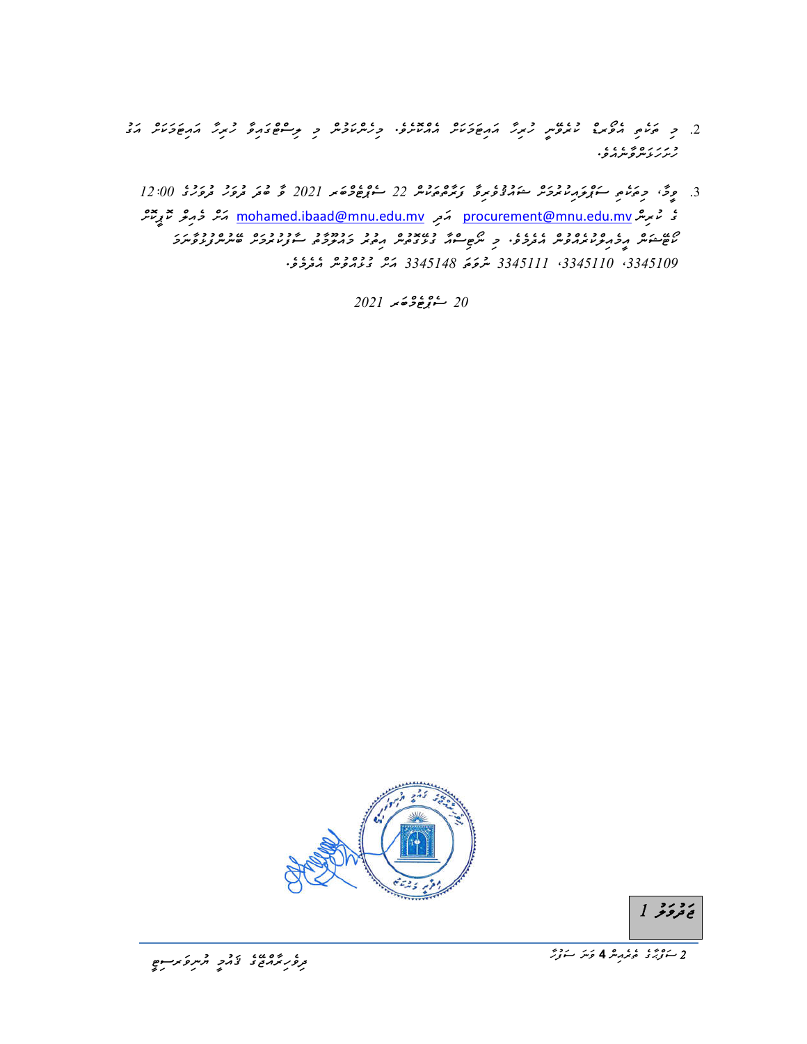2. މި ބީލަން އެވޯޑް ކުރެވޭނީ ހުރިހާ އައިޓަމަކަށް އެއްކޮށެވެ. މިގޮތުން މި ޕްރޮޖެކްޓާއި ހުރިހާ އައިޓަމަކަށް އަގު ހުށަހަޅަންވާނެއެވެ.

3. ވީމާ، މިބީލަމާ ސަޕްލައިކުރުމަށް ޝައުޤުވެރިވާ ފަރާތްތަކުން 22 ސެޕްޓެމްބަރ 2021 ވާ ބުދަ ދުވަހު ދުވާލުގެ 12:00 ގެ ކުރިން procurement@mnu.edu.mv އަދި mohamed.ibaad@mnu.edu.mv އަށް މެއިލް ކޮށްގެން ކޯޓޭޝަން އީމެއިލްކުރުމަށް އެދެމެވެ. މި ނޯޓިސްއާ ގުޅޭގޮތުން އިތުރު މަޢުލޫމާތު ސާފުކުރައްވަން ބޭނުންފުޅުވާނަމަ 3345109، 3345110، 3345111 ނުވަތަ 3345148 އަށް ގުޅުއްވުން އެދެމެވެ.

20 ސެޕްޓެމްބަރ 2021

ޖަދުވަލު 1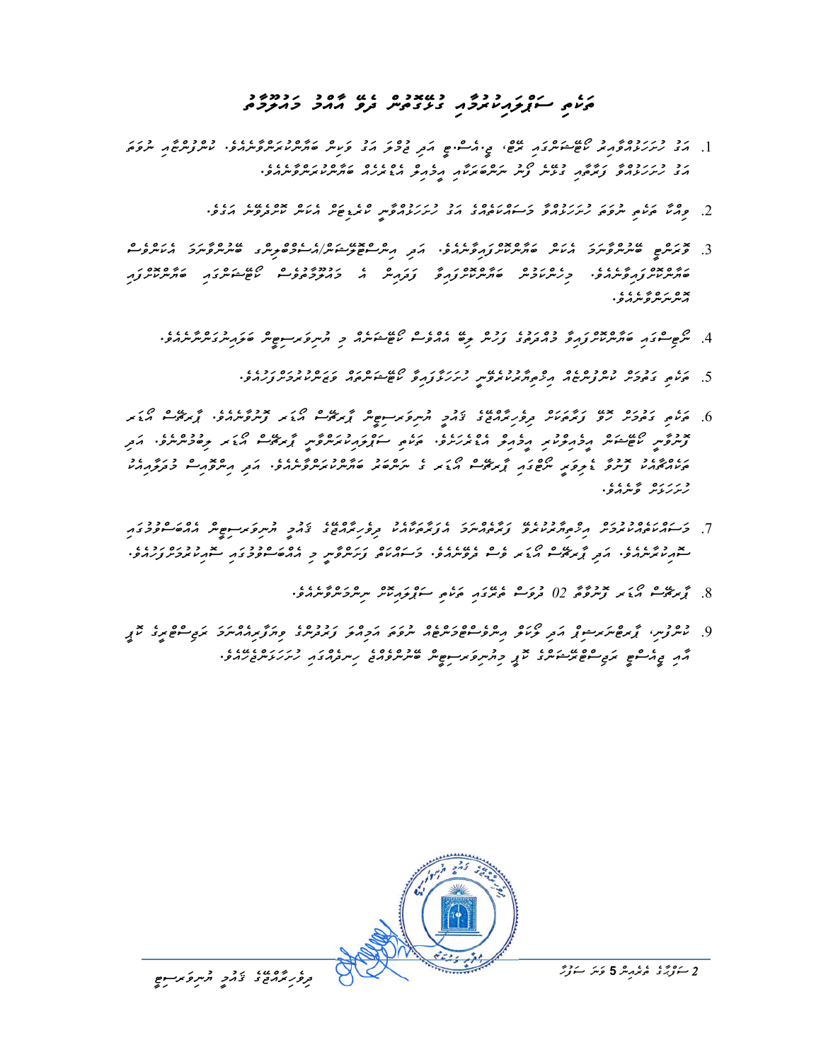# ތަކެތި ސަޕްލައިކުރާއިރު ގެންގުޅޭ އުސޫލު އާއި މަޢުލޫމާތު

1. އަގު ހުށަހަޅުއްވާއިރު ކޯޓޭޝަނުގައި ރޭޓް، ޖީ.އެސް.ޓީ އަދި ޖުމުލަ އަގު ވަކިން ބަޔާންކުރަންވާނެއެވެ. ކަންފުޅާއި ނުވަތަ އަގު ހުށަހަޅުއްވާ ފަރާތުގެ ފޯނު ނަންބަރާއި އީމެއިލް އެޑްރެސް ބަޔާންކުރަންވާނެއެވެ.

2. ވިއްކާ ތަކެތި ނުވަތަ ހުށަހަޅުއްވާ މަސައްކަތްތަކުގެ އަގު ހުށަހަޅުއްވާނީ ރާއްޖޭގެ ރުފިޔާއިން އަދާކުރާ ގޮތަށެވެ.

3. ޑެލިވަރީ ޓައިމްލައިން އެކަން ބަޔާންކޮށްފައިވާ ކަމުގައިވާނަމަ، އަދި ސްޕެސިފިކޭޝަން/އެސްޓިމޭޓެއް ދީފައިވާނަމަ، އެކަން ބަޔާންކޮށްފައިވާ ގޮތުގެ މަތިން ބަޔާންކުރަންވާނެއެވެ. މިންކަމުން ބަޔާންކޮށްފައިވާ ގޮތަށް އެ މަޢުލޫމާތު ކޯޓޭޝަނުގައި ބަޔާންކޮށްފައި އޮންނަންވާނެއެވެ.

4. ސާމްޕަލް ބަޔާންކޮށްފައިވާ މުއްދަތުގެ ފަހުން ލިބޭ އެއްވެސް ކޯޓޭޝަނެއް މި އޮފީހަކުން ބަލައިނުގަނެވޭނެއެވެ.

5. ތަކެތި ގެނެވުން ކަނޑައެޅިފައިވާ އިންޓެއިރިއަރ ހުށަހަޅުއްވާ ކޯޓޭޝަނުގައި ވަކިން ބަޔާންކުރެވިފައިވާންވާނެއެވެ.

6. ތަކެތި ގެނެވުމުން ގޮސް ވަގުތުގައި ދިވެހިރާއްޖޭގެ ޤައުމީ ޔުނިވަރސިޓީން ޕާރޗޭސް އޯޑަރ ފޮނުވާނެއެވެ. ޕާރޗޭސް އޯޑަރ ފޯނުން ކޯޓޭޝަނުގައި އިމެއިލްކުރި އީމެއިލް އެޑްރެހަށެވެ. ތަކެތި ސަޕްލައިކުރަންވާނީ ޕާރޗޭސް އޯޑަރ ލިބުމުންނެވެ. އަދި ތަކެތި ޑެލިވަރީ ކުރަންވާނީ ޕާރޗޭސް އޯޑަރ ގައި ބަޔާންކުރާ ތަނަކަށެވެ. އަދި އިންވޮއިސް މުއްދަތު ހުށަހަޅަން ވާނެއެވެ.

7. މަސައްކަތްތަކުގައި އިލެކްޓްރިކަލް ވަޔަރިންގ ހިމެނޭ މަސައްކަތް ދިވެހިރާއްޖޭގެ ޤައުމީ ޔުނިވަރސިޓީން އެއްބަސްވާގޮތުގެ މަތިން ކުރަންވާނެއެވެ. އަދި ޕާރޗޭސް އޯޑަރ ވެސް ދޫކުރާނެއެވެ. މަސައްކަތް ފަހުން ބައްލަވާ ގޮތުގެ މަތިން ސާފުކުރަން ވާނެއެވެ.

8. ޕާރޗޭސް އޯޑަރ ޑެލިވަރީ 02 ދުވަސް ތެރޭގައި ތަކެތި ސަޕްލައިކޮށް ނިންމަން ވާނެއެވެ.

9. ކޮންމެހެން، ޕާރޗޭސިންގ އަދި ފައިނޭންސް ސެކްޝަނާއި ގުޅުއްވަން ބޭނުންފުޅުވެއްޖެނަމަ ފޯނު ނަންބަރު އަދި އީމެއިލް ޑިޕާޓްމަންޓްގެ ފޯނު ނަންބަރު އާއި އީމެއިލް އެޑްރެސް ދިވެހިރާއްޖޭގެ ޤައުމީ ޔުނިވަރސިޓީން ހުށަހަޅާ ކޯޓޭޝަނުގައި ހުންނާނެއެވެ.

ދިވެހިރާއްޖޭގެ ޤައުމީ ޔުނިވަރސިޓީ